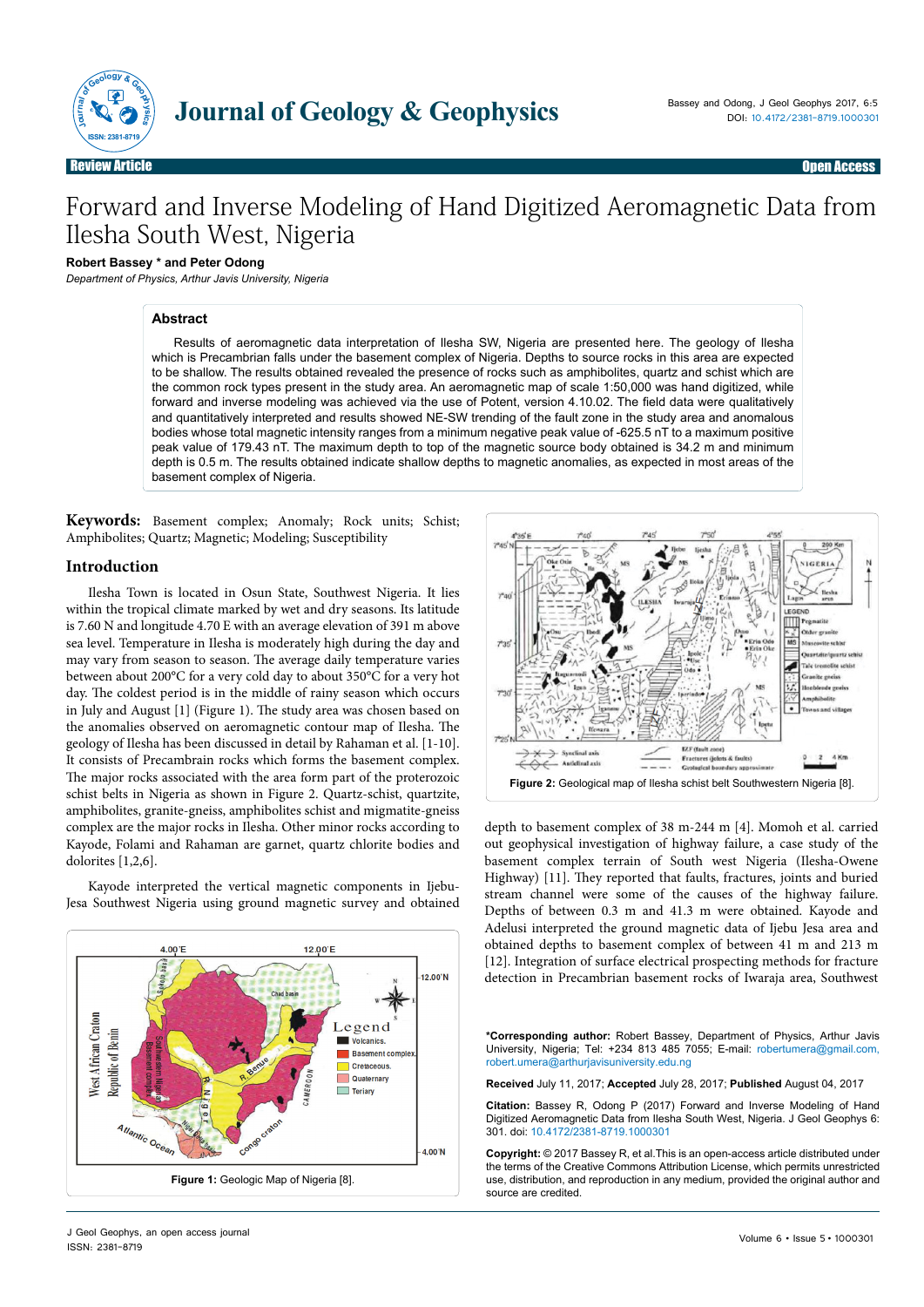Review Article | Open Access

# Forward and Inverse Modeling of Hand Digitized Aeromagnetic Data from Ilesha South West, Nigeria

**Robert Bassey * and Peter Odong**

*Department of Physics, Arthur Javis University, Nigeria*

## Abstract

Results of aeromagnetic data interpretation of Ilesha SW, Nigeria are presented here. The geology of Ilesha which is Precambrian falls under the basement complex of Nigeria. Depths to source rocks in this area are expected to be shallow. The results obtained revealed the presence of rocks such as amphibolites, quartz and schist which are the common rock types present in the study area. An aeromagnetic map of scale 1:50,000 was hand digitized, while forward and inverse modeling was achieved via the use of Potent, version 4.10.02. The field data were qualitatively and quantitatively interpreted and results showed NE-SW trending of the fault zone in the study area and anomalous bodies whose total magnetic intensity ranges from a minimum negative peak value of -625.5 nT to a maximum positive peak value of 179.43 nT. The maximum depth to top of the magnetic source body obtained is 34.2 m and minimum depth is 0.5 m. The results obtained indicate shallow depths to magnetic anomalies, as expected in most areas of the basement complex of Nigeria.

**Keywords:** Basement complex; Anomaly; Rock units; Schist; Amphibolites; Quartz; Magnetic; Modeling; Susceptibility

## Introduction

Ilesha Town is located in Osun State, Southwest Nigeria. It lies within the tropical climate marked by wet and dry seasons. Its latitude is 7.60 N and longitude 4.70 E with an average elevation of 391 m above sea level. Temperature in Ilesha is moderately high during the day and may vary from season to season. The average daily temperature varies between about 200°C for a very cold day to about 350°C for a very hot day. The coldest period is in the middle of rainy season which occurs in July and August [1] (Figure 1). The study area was chosen based on the anomalies observed on aeromagnetic contour map of Ilesha. The geology of Ilesha has been discussed in detail by Rahaman et al. [1-10]. It consists of Precambrian rocks which forms the basement complex. The major rocks associated with the area form part of the proterozoic schist belts in Nigeria as shown in Figure 2. Quartz-schist, quartzite, amphibolites, granite-gneiss, amphibolites schist and migmatite-gneiss complex are the major rocks in Ilesha. Other minor rocks according to Kayode, Folami and Rahaman are garnet, quartz chlorite bodies and dolorites [1,2,6].

Kayode interpreted the vertical magnetic components in Ijebu-Jesa Southwest Nigeria using ground magnetic survey and obtained depth to basement complex of 38 m-244 m [4]. Momoh et al. carried out geophysical investigation of highway failure, a case study of the basement complex terrain of South west Nigeria (Ilesha-Owene Highway) [11]. They reported that faults, fractures, joints and buried stream channel were some of the causes of the highway failure. Depths of between 0.3 m and 41.3 m were obtained. Kayode and Adelusi interpreted the ground magnetic data of Ijebu Jesa area and obtained depths to basement complex of between 41 m and 213 m [12]. Integration of surface electrical prospecting methods for fracture detection in Precambrian basement rocks of Iwaraja area, Southwest

Figure 1: Geologic Map of Nigeria [8].

Figure 2: Geological map of Ilesha schist belt Southwestern Nigeria [8].

**\*Corresponding author:** Robert Bassey, Department of Physics, Arthur Javis University, Nigeria; Tel: +234 813 485 7055; E-mail: robertumera@gmail.com, robert.umera@arthurjavisuniversity.edu.ng

**Received** July 11, 2017; **Accepted** July 28, 2017; **Published** August 04, 2017

**Citation:** Bassey R, Odong P (2017) Forward and Inverse Modeling of Hand Digitized Aeromagnetic Data from Ilesha South West, Nigeria. J Geol Geophys 6: 301. doi: 10.4172/2381-8719.1000301

**Copyright:** © 2017 Bassey R, et al.This is an open-access article distributed under the terms of the Creative Commons Attribution License, which permits unrestricted use, distribution, and reproduction in any medium, provided the original author and source are credited.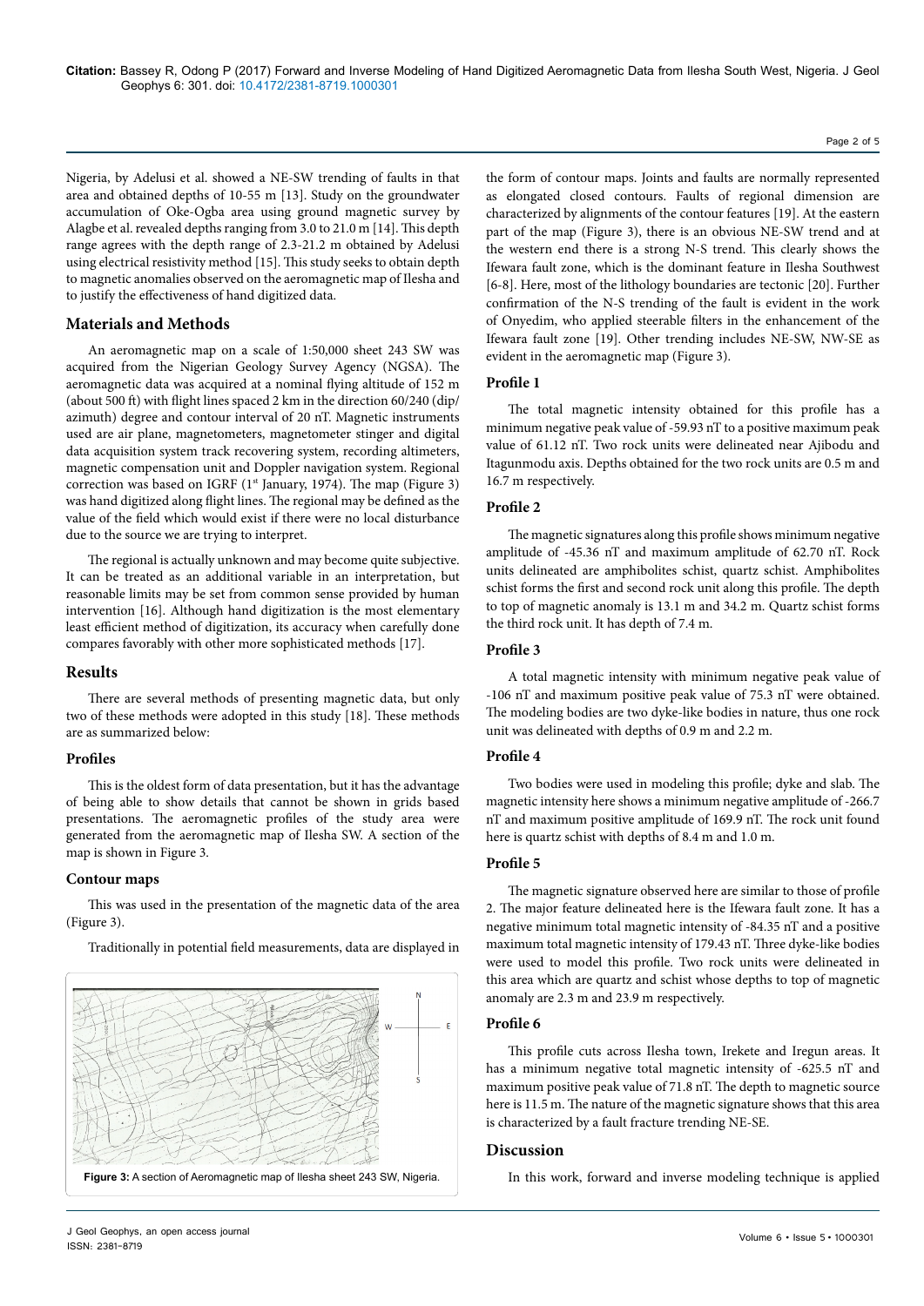Nigeria, by Adelusi et al. showed a NE-SW trending of faults in that area and obtained depths of 10-55 m [13]. Study on the groundwater accumulation of Oke-Ogba area using ground magnetic survey by Alagbe et al. revealed depths ranging from 3.0 to 21.0 m [14]. This depth range agrees with the depth range of 2.3-21.2 m obtained by Adelusi using electrical resistivity method [15]. This study seeks to obtain depth to magnetic anomalies observed on the aeromagnetic map of Ilesha and to justify the effectiveness of hand digitized data.

## Materials and Methods

An aeromagnetic map on a scale of 1:50,000 sheet 243 SW was acquired from the Nigerian Geology Survey Agency (NGSA). The aeromagnetic data was acquired at a nominal flying altitude of 152 m (about 500 ft) with flight lines spaced 2 km in the direction 60/240 (dip/azimuth) degree and contour interval of 20 nT. Magnetic instruments used are air plane, magnetometers, magnetometer stinger and digital data acquisition system track recovering system, recording altimeters, magnetic compensation unit and Doppler navigation system. Regional correction was based on IGRF (1st January, 1974). The map (Figure 3) was hand digitized along flight lines. The regional may be defined as the value of the field which would exist if there were no local disturbance due to the source we are trying to interpret.

The regional is actually unknown and may become quite subjective. It can be treated as an additional variable in an interpretation, but reasonable limits may be set from common sense provided by human intervention [16]. Although hand digitization is the most elementary least efficient method of digitization, its accuracy when carefully done compares favorably with other more sophisticated methods [17].

## Results

There are several methods of presenting magnetic data, but only two of these methods were adopted in this study [18]. These methods are as summarized below:

### Profiles

This is the oldest form of data presentation, but it has the advantage of being able to show details that cannot be shown in grids based presentations. The aeromagnetic profiles of the study area were generated from the aeromagnetic map of Ilesha SW. A section of the map is shown in Figure 3.

### Contour maps

This was used in the presentation of the magnetic data of the area (Figure 3).

Traditionally in potential field measurements, data are displayed in the form of contour maps. Joints and faults are normally represented as elongated closed contours. Faults of regional dimension are characterized by alignments of the contour features [19]. At the eastern part of the map (Figure 3), there is an obvious NE-SW trend and at the western end there is a strong N-S trend. This clearly shows the Ifewara fault zone, which is the dominant feature in Ilesha Southwest [6-8]. Here, most of the lithology boundaries are tectonic [20]. Further confirmation of the N-S trending of the fault is evident in the work of Onyedim, who applied steerable filters in the enhancement of the Ifewara fault zone [19]. Other trending includes NE-SW, NW-SE as evident in the aeromagnetic map (Figure 3).

**Figure 3:** A section of Aeromagnetic map of Ilesha sheet 243 SW, Nigeria.

### Profile 1

The total magnetic intensity obtained for this profile has a minimum negative peak value of -59.93 nT to a positive maximum peak value of 61.12 nT. Two rock units were delineated near Ajibodu and Itagunmodu axis. Depths obtained for the two rock units are 0.5 m and 16.7 m respectively.

### Profile 2

The magnetic signatures along this profile shows minimum negative amplitude of -45.36 nT and maximum amplitude of 62.70 nT. Rock units delineated are amphibolites schist, quartz schist. Amphibolites schist forms the first and second rock unit along this profile. The depth to top of magnetic anomaly is 13.1 m and 34.2 m. Quartz schist forms the third rock unit. It has depth of 7.4 m.

### Profile 3

A total magnetic intensity with minimum negative peak value of -106 nT and maximum positive peak value of 75.3 nT were obtained. The modeling bodies are two dyke-like bodies in nature, thus one rock unit was delineated with depths of 0.9 m and 2.2 m.

### Profile 4

Two bodies were used in modeling this profile; dyke and slab. The magnetic intensity here shows a minimum negative amplitude of -266.7 nT and maximum positive amplitude of 169.9 nT. The rock unit found here is quartz schist with depths of 8.4 m and 1.0 m.

### Profile 5

The magnetic signature observed here are similar to those of profile 2. The major feature delineated here is the Ifewara fault zone. It has a negative minimum total magnetic intensity of -84.35 nT and a positive maximum total magnetic intensity of 179.43 nT. Three dyke-like bodies were used to model this profile. Two rock units were delineated in this area which are quartz and schist whose depths to top of magnetic anomaly are 2.3 m and 23.9 m respectively.

### Profile 6

This profile cuts across Ilesha town, Irekete and Iregun areas. It has a minimum negative total magnetic intensity of -625.5 nT and maximum positive peak value of 71.8 nT. The depth to magnetic source here is 11.5 m. The nature of the magnetic signature shows that this area is characterized by a fault fracture trending NE-SE.

## Discussion

In this work, forward and inverse modeling technique is applied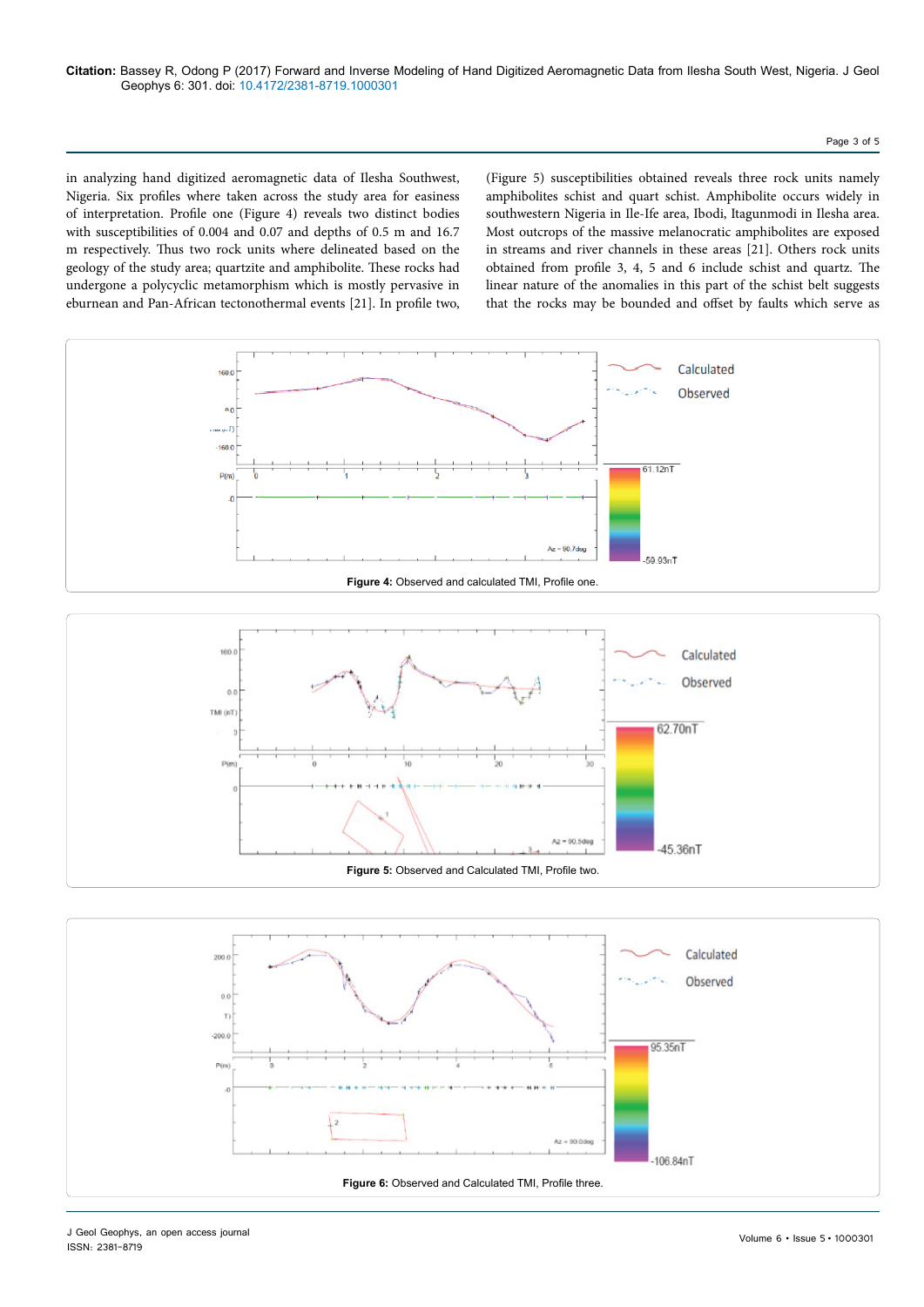in analyzing hand digitized aeromagnetic data of Ilesha Southwest, Nigeria. Six profiles where taken across the study area for easiness of interpretation. Profile one (Figure 4) reveals two distinct bodies with susceptibilities of 0.004 and 0.07 and depths of 0.5 m and 16.7 m respectively. Thus two rock units where delineated based on the geology of the study area; quartzite and amphibolite. These rocks had undergone a polycyclic metamorphism which is mostly pervasive in eburnean and Pan-African tectonothermal events [21]. In profile two, (Figure 5) susceptibilities obtained reveals three rock units namely amphibolites schist and quart schist. Amphibolite occurs widely in southwestern Nigeria in Ile-Ife area, Ibodi, Itagunmodi in Ilesha area. Most outcrops of the massive melanocratic amphibolites are exposed in streams and river channels in these areas [21]. Others rock units obtained from profile 3, 4, 5 and 6 include schist and quartz. The linear nature of the anomalies in this part of the schist belt suggests that the rocks may be bounded and offset by faults which serve as

**Figure 4:** Observed and calculated TMI, Profile one.

**Figure 5:** Observed and Calculated TMI, Profile two.

**Figure 6:** Observed and Calculated TMI, Profile three.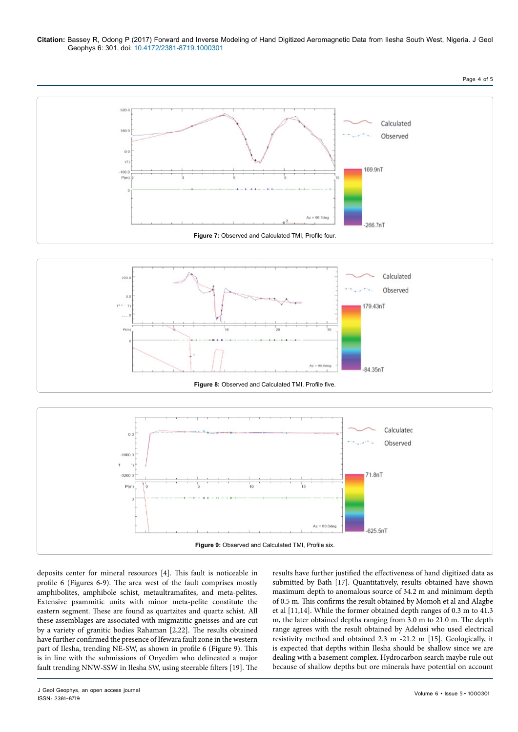Figure 7: Observed and Calculated TMI, Profile four.

Figure 8: Observed and Calculated TMI. Profile five.

Figure 9: Observed and Calculated TMI, Profile six.

deposits center for mineral resources [4]. This fault is noticeable in profile 6 (Figures 6-9). The area west of the fault comprises mostly amphibolites, amphibole schist, metaultramafites, and meta-pelites. Extensive psammitic units with minor meta-pelite constitute the eastern segment. These are found as quartzites and quartz schist. All these assemblages are associated with migmatitic gneisses and are cut by a variety of granitic bodies Rahaman [2,22]. The results obtained have further confirmed the presence of Ifewara fault zone in the western part of Ilesha, trending NE-SW, as shown in profile 6 (Figure 9). This is in line with the submissions of Onyedim who delineated a major fault trending NNW-SSW in Ilesha SW, using steerable filters [19]. The results have further justified the effectiveness of hand digitized data as submitted by Bath [17]. Quantitatively, results obtained have shown maximum depth to anomalous source of 34.2 m and minimum depth of 0.5 m. This confirms the result obtained by Momoh et al and Alagbe et al [11,14]. While the former obtained depth ranges of 0.3 m to 41.3 m, the later obtained depths ranging from 3.0 m to 21.0 m. The depth range agrees with the result obtained by Adelusi who used electrical resistivity method and obtained 2.3 m -21.2 m [15]. Geologically, it is expected that depths within Ilesha should be shallow since we are dealing with a basement complex. Hydrocarbon search maybe rule out because of shallow depths but ore minerals have potential on account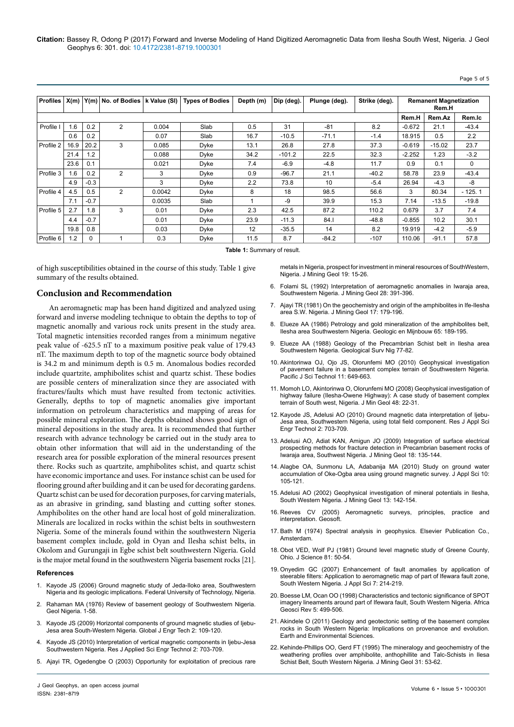| Profiles | X(m) | Y(m) | No. of Bodies | k Value (SI) | Types of Bodies | Depth (m) | Dip (deg). | Plunge (deg). | Strike (deg). | Remanent Magnetization Rem.H | | |
|---|---|---|---|---|---|---|---|---|---|---|---|---|
| | | | | | | | | | | Rem.H | Rem.Az | Rem.Ic |
| Profile I | 1.6 | 0.2 | 2 | 0.004 | Slab | 0.5 | 31 | -81 | 8.2 | -0.672 | 21.1 | -43.4 |
| | 0.6 | 0.2 | | 0.07 | Slab | 16.7 | -10.5 | -71.1 | -1.4 | 18.915 | 0.5 | 2.2 |
| Profile 2 | 16.9 | 20.2 | 3 | 0.085 | Dyke | 13.1 | 26.8 | 27.8 | 37.3 | -0.619 | -15.02 | 23.7 |
| | 21.4 | 1.2 | | 0.088 | Dyke | 34.2 | -101.2 | 22.5 | 32.3 | -2.252 | 1.23 | -3.2 |
| | 23.6 | 0.1 | | 0.021 | Dyke | 7.4 | -6.9 | -4.8 | 11.7 | 0.9 | 0.1 | 0 |
| Profile 3 | 1.6 | 0.2 | 2 | 3 | Dyke | 0.9 | -96.7 | 21.1 | -40.2 | 58.78 | 23.9 | -43.4 |
| | 4.9 | -0.3 | | 3 | Dyke | 2.2 | 73.8 | 10 | -5.4 | 26.94 | -4.3 | -8 |
| Profile 4 | 4.5 | 0.5 | 2 | 0.0042 | Dyke | 8 | 18 | 98.5 | 56.6 | 3 | 80.34 | - 125. 1 |
| | 7.1 | -0.7 | | 0.0035 | Slab | 1 | -9 | 39.9 | 15.3 | 7.14 | -13.5 | -19.8 |
| Profile 5 | 2.7 | 1.8 | 3 | 0.01 | Dyke | 2.3 | 42.5 | 87.2 | 110.2 | 0.679 | 3.7 | 7.4 |
| | 4.4 | -0.7 | | 0.01 | Dyke | 23.9 | -11.3 | 84.I | -48.8 | -0.855 | 10.2 | 30.1 |
| | 19.8 | 0.8 | | 0.03 | Dyke | 12 | -35.5 | 14 | 8.2 | 19.919 | -4.2 | -5.9 |
| Profile 6 | 1.2 | 0 | 1 | 0.3 | Dyke | 11.5 | 8.7 | -84.2 | -107 | 110.06 | -91.1 | 57.8 |

**Table 1:** Summary of result.

of high susceptibilities obtained in the course of this study. Table 1 give summary of the results obtained.

## Conclusion and Recommendation

An aeromagnetic map has been hand digitized and analyzed using forward and inverse modeling technique to obtain the depths to top of magnetic anomaly and various rock units present in the study area. Total magnetic intensities recorded ranges from a minimum negative peak value of -625.5 nT to a maximum positive peak value of 179.43 nT. The maximum depth to top of the magnetic source body obtained is 34.2 m and minimum depth is 0.5 m. Anomalous bodies recorded include quartzite, amphibolites schist and quartz schist. These bodies are possible centers of mineralization since they are associated with fractures/faults which must have resulted from tectonic activities. Generally, depths to top of magnetic anomalies give important information on petroleum characteristics and mapping of areas for possible mineral exploration. The depths obtained shows good sign of mineral depositions in the study area. It is recommended that further research with advance technology be carried out in the study area to obtain other information that will aid in the understanding of the research area for possible exploration of the mineral resources present there. Rocks such as quartzite, amphibolites schist, and quartz schist have economic importance and uses. For instance schist can be used for flooring ground after building and it can be used for decorating gardens. Quartz schist can be used for decoration purposes, for carving materials, as an abrasive in grinding, sand blasting and cutting softer stones. Amphibolites on the other hand are local host of gold mineralization. Minerals are localized in rocks within the schist belts in southwestern Nigeria. Some of the minerals found within the southwestern Nigeria basement complex include, gold in Oyan and Ilesha schist belts, in Okolom and Gurungaji in Egbe schist belt southwestern Nigeria. Gold is the major metal found in the southwestern Nigeria basement rocks [21].

### References

1. Kayode JS (2006) Ground magnetic study of Jeda-Iloko area, Southwestern Nigeria and its geologic implications. Federal University of Technology, Nigeria.
2. Rahaman MA (1976) Review of basement geology of Southwestern Nigeria. Geol Nigeria. 1-58.
3. Kayode JS (2009) Horizontal components of ground magnetic studies of Ijebu-Jesa area South-Western Nigeria. Global J Engr Tech 2: 109-120.
4. Kayode JS (2010) Interpretation of vertical magnetic components in Ijebu-Jesa Southwestern Nigeria. Res J Applied Sci Engr Technol 2: 703-709.
5. Ajayi TR, Ogedengbe O (2003) Opportunity for exploitation of precious rare metals in Nigeria, prospect for investment in mineral resources of SouthWestern, Nigeria. J Mining Geol 19: 15-26.
6. Folami SL (1992) Interpretation of aeromagnetic anomalies in Iwaraja area, Southwestern Nigeria. J Mining Geol 28: 391-396.
7. Ajayi TR (1981) On the geochemistry and origin of the amphibolites in Ife-Ilesha area S.W. Nigeria. J Mining Geol 17: 179-196.
8. Elueze AA (1986) Petrology and gold mineralization of the amphibolites belt, Ilesha area Southwestern Nigeria. Geologic en Mijnbouw 65: 189-195.
9. Elueze AA (1988) Geology of the Precambrian Schist belt in Ilesha area Southwestern Nigeria. Geological Surv Nig 77-82.
10. Akintorinwa OJ, Ojo JS, Olorunfemi MO (2010) Geophysical investigation of pavement failure in a basement complex terrain of Southwestern Nigeria. Pacific J Sci Technol 11: 649-663.
11. Momoh LO, Akintorinwa O, Olorunfemi MO (2008) Geophysical investigation of highway failure (Ilesha-Owene Highway): A case study of basement complex terrain of South west, Nigeria. J Min Geol 48: 22-31.
12. Kayode JS, Adelusi AO (2010) Ground magnetic data interpretation of Ijebu-Jesa area, Southwestern Nigeria, using total field component. Res J Appl Sci Engr Technol 2: 703-709.
13. Adelusi AO, Adiat KAN, Amigun JO (2009) Integration of surface electrical prospecting methods for fracture detection in Precambrian basement rocks of Iwaraja area, Southwest Nigeria. J Mining Geol 18: 135-144.
14. Alagbe OA, Sunmonu LA, Adabanija MA (2010) Study on ground water accumulation of Oke-Ogba area using ground magnetic survey. J Appl Sci 10: 105-121.
15. Adelusi AO (2002) Geophysical investigation of mineral potentials in Ilesha, South Western Nigeria. J Mining Geol 13: 142-154.
16. Reeves CV (2005) Aeromagnetic surveys, principles, practice and interpretation. Geosoft.
17. Bath M (1974) Spectral analysis in geophysics. Elsevier Publication Co., Amsterdam.
18. Obot VED, Wolf PJ (1981) Ground level magnetic study of Greene County, Ohio. J Science 81: 50-54.
19. Onyedim GC (2007) Enhancement of fault anomalies by application of steerable filters: Application to aeromagnetic map of part of Ifewara fault zone, South Western Nigeria. J Appl Sci 7: 214-219.
20. Boesse LM, Ocan OO (1998) Characteristics and tectonic significance of SPOT imagery lineaments around part of Ifewara fault, South Western Nigeria. Africa Geosci Rev 5: 499-506.
21. Akindele O (2011) Geology and geotectonic setting of the basement complex rocks in South Western Nigeria: Implications on provenance and evolution. Earth and Environmental Sciences.
22. Kehinde-Phillips OO, Gerd FT (1995) The mineralogy and geochemistry of the weathering profiles over amphibolite, anthophillite and Talc-Schists in Ilesa Schist Belt, South Western Nigeria. J Mining Geol 31: 53-62.